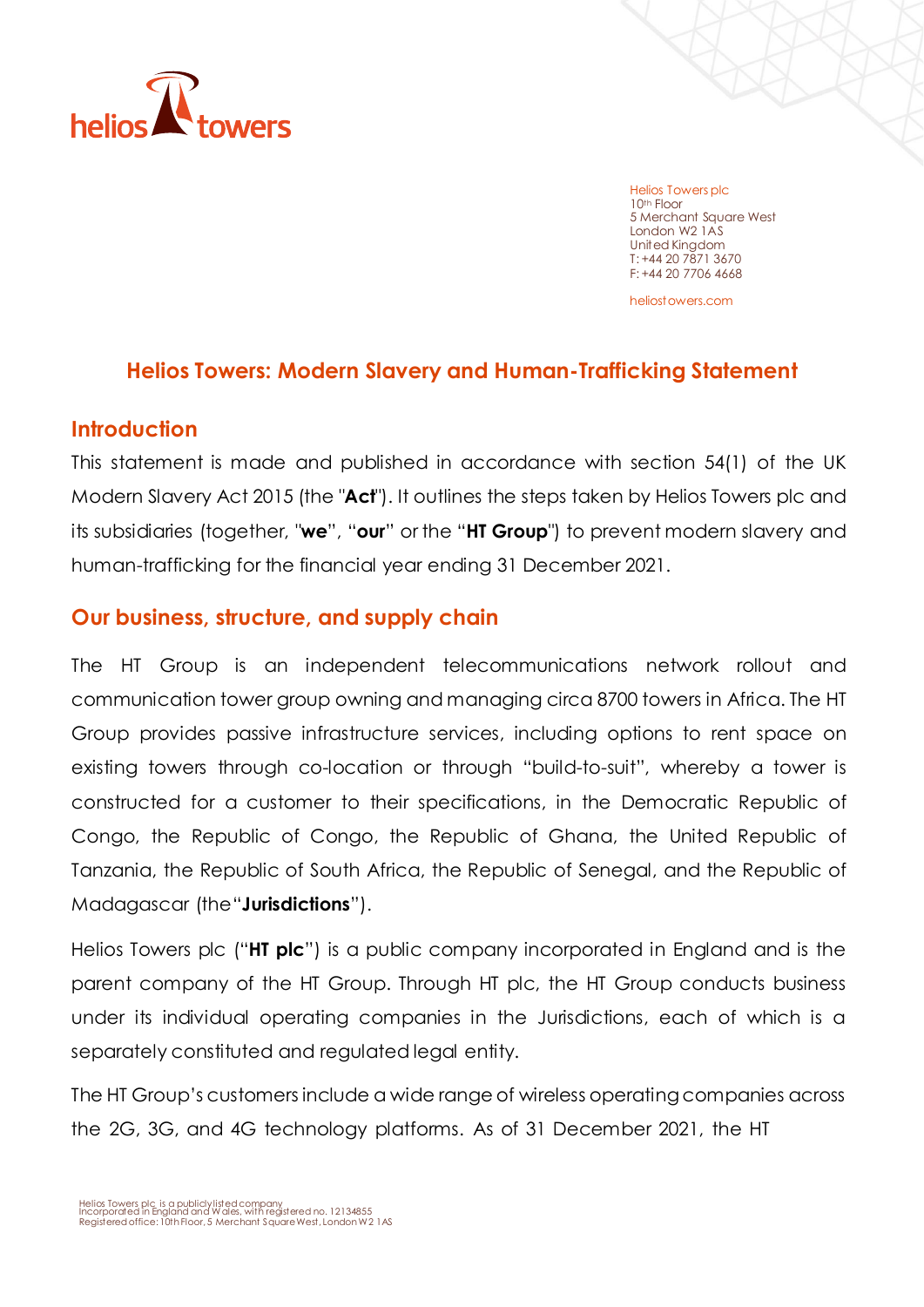Helios Towers plc
10th Floor
5 Merchant Square West
London W2 1AS
United Kingdom
T: +44 20 7871 3670
F: +44 20 7706 4668

heliostowers.com

# Helios Towers: Modern Slavery and Human-Trafficking Statement

## Introduction

This statement is made and published in accordance with section 54(1) of the UK Modern Slavery Act 2015 (the "**Act**"). It outlines the steps taken by Helios Towers plc and its subsidiaries (together, "**we**", "**our**" or the "**HT Group**") to prevent modern slavery and human-trafficking for the financial year ending 31 December 2021.

## Our business, structure, and supply chain

The HT Group is an independent telecommunications network rollout and communication tower group owning and managing circa 8700 towers in Africa. The HT Group provides passive infrastructure services, including options to rent space on existing towers through co-location or through "build-to-suit", whereby a tower is constructed for a customer to their specifications, in the Democratic Republic of Congo, the Republic of Congo, the Republic of Ghana, the United Republic of Tanzania, the Republic of South Africa, the Republic of Senegal, and the Republic of Madagascar (the "**Jurisdictions**").

Helios Towers plc ("**HT plc**") is a public company incorporated in England and is the parent company of the HT Group. Through HT plc, the HT Group conducts business under its individual operating companies in the Jurisdictions, each of which is a separately constituted and regulated legal entity.

The HT Group's customers include a wide range of wireless operating companies across the 2G, 3G, and 4G technology platforms. As of 31 December 2021, the HT

Helios Towers plc is a publicly listed company
Incorporated in England and Wales, with registered no. 12134855
Registered office: 10th Floor, 5 Merchant Square West, London W2 1AS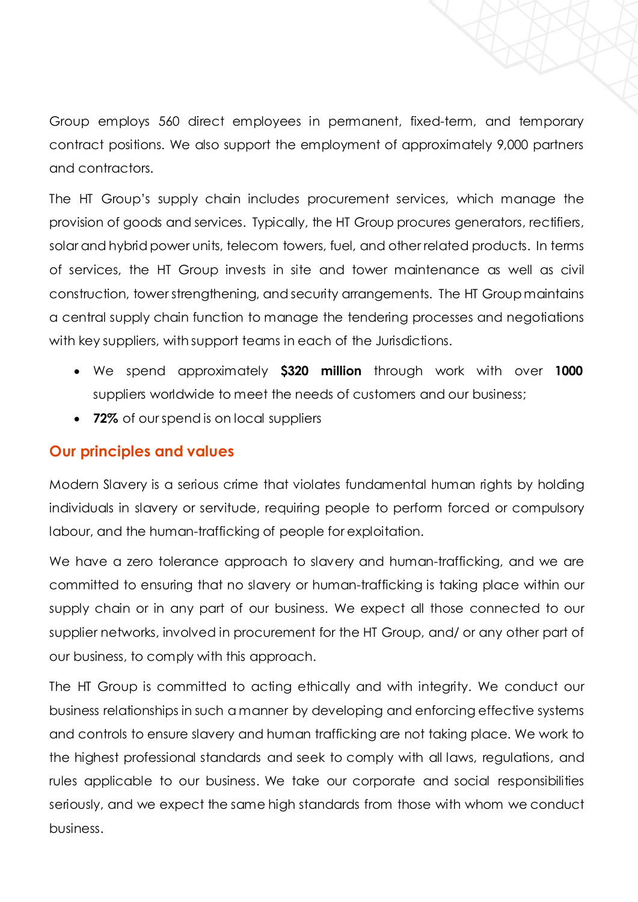Group employs 560 direct employees in permanent, fixed-term, and temporary contract positions. We also support the employment of approximately 9,000 partners and contractors.

The HT Group's supply chain includes procurement services, which manage the provision of goods and services. Typically, the HT Group procures generators, rectifiers, solar and hybrid power units, telecom towers, fuel, and other related products. In terms of services, the HT Group invests in site and tower maintenance as well as civil construction, tower strengthening, and security arrangements. The HT Group maintains a central supply chain function to manage the tendering processes and negotiations with key suppliers, with support teams in each of the Jurisdictions.

- We spend approximately **$320 million** through work with over **1000** suppliers worldwide to meet the needs of customers and our business;
- **72%** of our spend is on local suppliers

## Our principles and values

Modern Slavery is a serious crime that violates fundamental human rights by holding individuals in slavery or servitude, requiring people to perform forced or compulsory labour, and the human-trafficking of people for exploitation.

We have a zero tolerance approach to slavery and human-trafficking, and we are committed to ensuring that no slavery or human-trafficking is taking place within our supply chain or in any part of our business. We expect all those connected to our supplier networks, involved in procurement for the HT Group, and/ or any other part of our business, to comply with this approach.

The HT Group is committed to acting ethically and with integrity. We conduct our business relationships in such a manner by developing and enforcing effective systems and controls to ensure slavery and human trafficking are not taking place. We work to the highest professional standards and seek to comply with all laws, regulations, and rules applicable to our business. We take our corporate and social responsibilities seriously, and we expect the same high standards from those with whom we conduct business.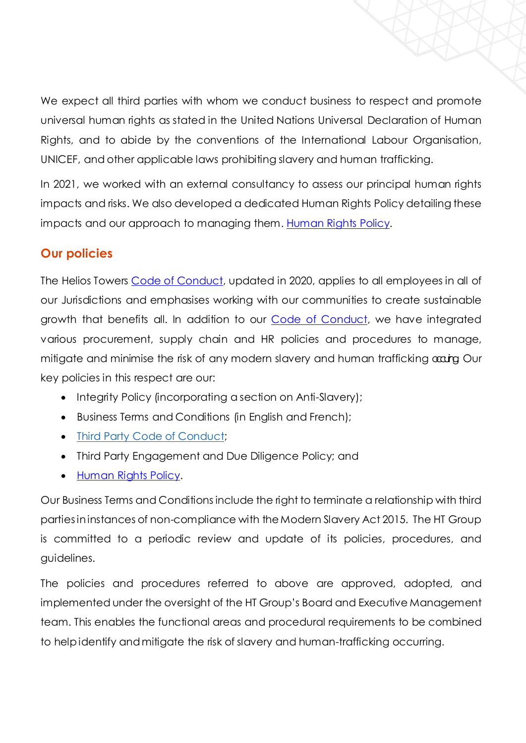We expect all third parties with whom we conduct business to respect and promote universal human rights as stated in the United Nations Universal Declaration of Human Rights, and to abide by the conventions of the International Labour Organisation, UNICEF, and other applicable laws prohibiting slavery and human trafficking.

In 2021, we worked with an external consultancy to assess our principal human rights impacts and risks. We also developed a dedicated Human Rights Policy detailing these impacts and our approach to managing them. Human Rights Policy.

## Our policies

The Helios Towers Code of Conduct, updated in 2020, applies to all employees in all of our Jurisdictions and emphasises working with our communities to create sustainable growth that benefits all. In addition to our Code of Conduct, we have integrated various procurement, supply chain and HR policies and procedures to manage, mitigate and minimise the risk of any modern slavery and human trafficking occurring. Our key policies in this respect are our:

- Integrity Policy (incorporating a section on Anti-Slavery);
- Business Terms and Conditions (in English and French);
- Third Party Code of Conduct;
- Third Party Engagement and Due Diligence Policy; and
- Human Rights Policy.

Our Business Terms and Conditions include the right to terminate a relationship with third parties in instances of non-compliance with the Modern Slavery Act 2015. The HT Group is committed to a periodic review and update of its policies, procedures, and guidelines.

The policies and procedures referred to above are approved, adopted, and implemented under the oversight of the HT Group's Board and Executive Management team. This enables the functional areas and procedural requirements to be combined to help identify and mitigate the risk of slavery and human-trafficking occurring.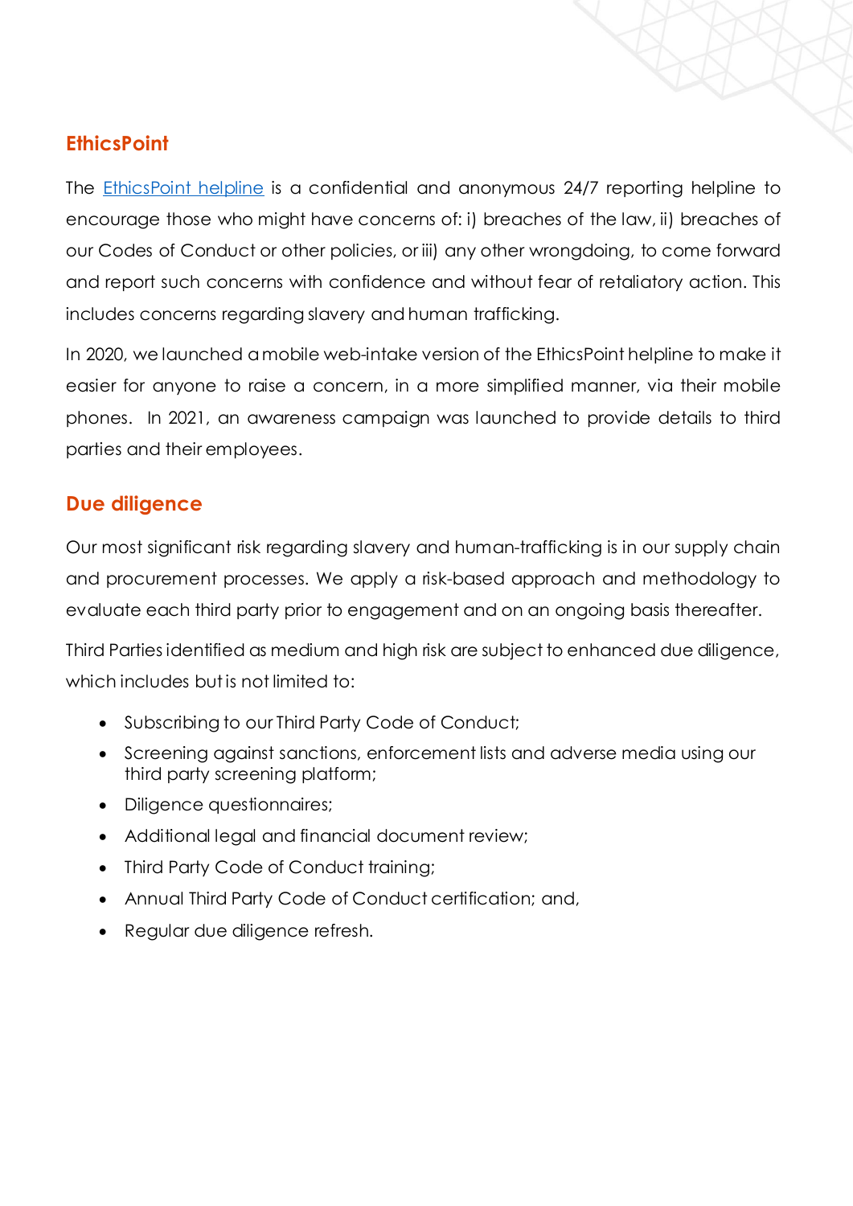## EthicsPoint

The [EthicsPoint helpline] is a confidential and anonymous 24/7 reporting helpline to encourage those who might have concerns of: i) breaches of the law, ii) breaches of our Codes of Conduct or other policies, or iii) any other wrongdoing, to come forward and report such concerns with confidence and without fear of retaliatory action. This includes concerns regarding slavery and human trafficking.

In 2020, we launched a mobile web-intake version of the EthicsPoint helpline to make it easier for anyone to raise a concern, in a more simplified manner, via their mobile phones. In 2021, an awareness campaign was launched to provide details to third parties and their employees.

## Due diligence

Our most significant risk regarding slavery and human-trafficking is in our supply chain and procurement processes. We apply a risk-based approach and methodology to evaluate each third party prior to engagement and on an ongoing basis thereafter.

Third Parties identified as medium and high risk are subject to enhanced due diligence, which includes but is not limited to:

- Subscribing to our Third Party Code of Conduct;
- Screening against sanctions, enforcement lists and adverse media using our third party screening platform;
- Diligence questionnaires;
- Additional legal and financial document review;
- Third Party Code of Conduct training;
- Annual Third Party Code of Conduct certification; and,
- Regular due diligence refresh.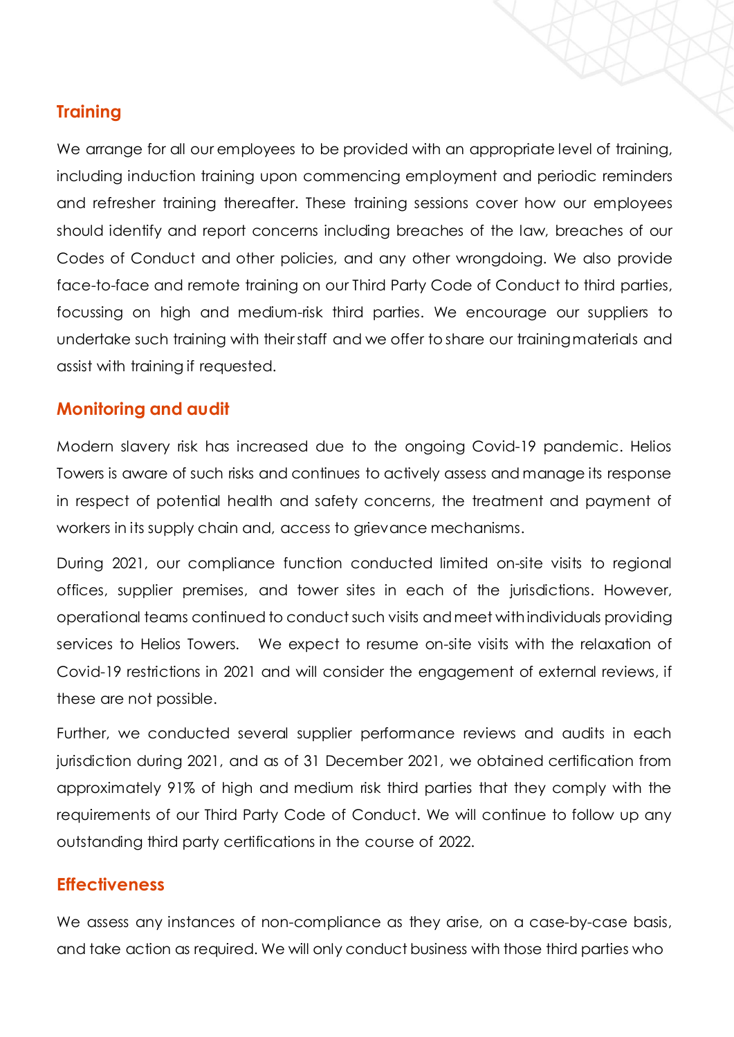## Training

We arrange for all our employees to be provided with an appropriate level of training, including induction training upon commencing employment and periodic reminders and refresher training thereafter. These training sessions cover how our employees should identify and report concerns including breaches of the law, breaches of our Codes of Conduct and other policies, and any other wrongdoing. We also provide face-to-face and remote training on our Third Party Code of Conduct to third parties, focussing on high and medium-risk third parties. We encourage our suppliers to undertake such training with their staff and we offer to share our training materials and assist with training if requested.

## Monitoring and audit

Modern slavery risk has increased due to the ongoing Covid-19 pandemic. Helios Towers is aware of such risks and continues to actively assess and manage its response in respect of potential health and safety concerns, the treatment and payment of workers in its supply chain and, access to grievance mechanisms.

During 2021, our compliance function conducted limited on-site visits to regional offices, supplier premises, and tower sites in each of the jurisdictions. However, operational teams continued to conduct such visits and meet with individuals providing services to Helios Towers. We expect to resume on-site visits with the relaxation of Covid-19 restrictions in 2021 and will consider the engagement of external reviews, if these are not possible.

Further, we conducted several supplier performance reviews and audits in each jurisdiction during 2021, and as of 31 December 2021, we obtained certification from approximately 91% of high and medium risk third parties that they comply with the requirements of our Third Party Code of Conduct. We will continue to follow up any outstanding third party certifications in the course of 2022.

## Effectiveness

We assess any instances of non-compliance as they arise, on a case-by-case basis, and take action as required. We will only conduct business with those third parties who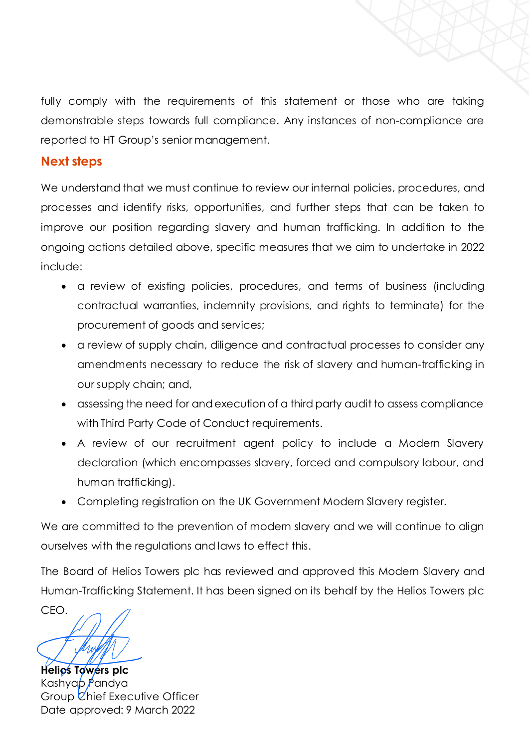fully comply with the requirements of this statement or those who are taking demonstrable steps towards full compliance. Any instances of non-compliance are reported to HT Group's senior management.

## Next steps

We understand that we must continue to review our internal policies, procedures, and processes and identify risks, opportunities, and further steps that can be taken to improve our position regarding slavery and human trafficking. In addition to the ongoing actions detailed above, specific measures that we aim to undertake in 2022 include:

- a review of existing policies, procedures, and terms of business (including contractual warranties, indemnity provisions, and rights to terminate) for the procurement of goods and services;
- a review of supply chain, diligence and contractual processes to consider any amendments necessary to reduce the risk of slavery and human-trafficking in our supply chain; and,
- assessing the need for and execution of a third party audit to assess compliance with Third Party Code of Conduct requirements.
- A review of our recruitment agent policy to include a Modern Slavery declaration (which encompasses slavery, forced and compulsory labour, and human trafficking).
- Completing registration on the UK Government Modern Slavery register.

We are committed to the prevention of modern slavery and we will continue to align ourselves with the regulations and laws to effect this.

The Board of Helios Towers plc has reviewed and approved this Modern Slavery and Human-Trafficking Statement. It has been signed on its behalf by the Helios Towers plc CEO.

**Helios Towers plc**
Kashyap Pandya
Group Chief Executive Officer
Date approved: 9 March 2022